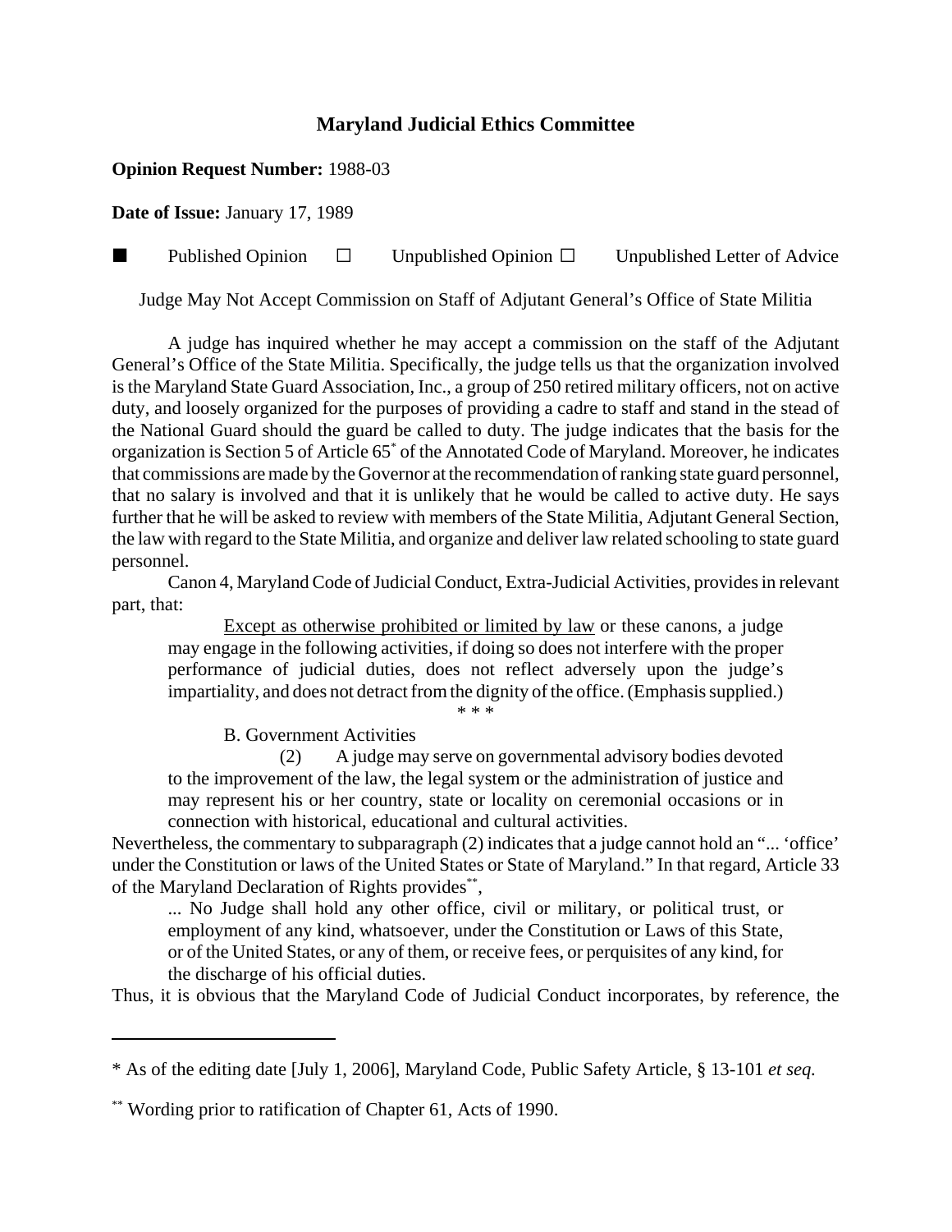# Maryland Judicial Ethics Committee

**Opinion Request Number:** 1988-03

**Date of Issue:** January 17, 1989

■ Published Opinion ☐ Unpublished Opinion ☐ Unpublished Letter of Advice

Judge May Not Accept Commission on Staff of Adjutant General's Office of State Militia

A judge has inquired whether he may accept a commission on the staff of the Adjutant General's Office of the State Militia. Specifically, the judge tells us that the organization involved is the Maryland State Guard Association, Inc., a group of 250 retired military officers, not on active duty, and loosely organized for the purposes of providing a cadre to staff and stand in the stead of the National Guard should the guard be called to duty. The judge indicates that the basis for the organization is Section 5 of Article 65* of the Annotated Code of Maryland. Moreover, he indicates that commissions are made by the Governor at the recommendation of ranking state guard personnel, that no salary is involved and that it is unlikely that he would be called to active duty. He says further that he will be asked to review with members of the State Militia, Adjutant General Section, the law with regard to the State Militia, and organize and deliver law related schooling to state guard personnel.

Canon 4, Maryland Code of Judicial Conduct, Extra-Judicial Activities, provides in relevant part, that:

> <u>Except as otherwise prohibited or limited by law</u> or these canons, a judge may engage in the following activities, if doing so does not interfere with the proper performance of judicial duties, does not reflect adversely upon the judge's impartiality, and does not detract from the dignity of the office. (Emphasis supplied.)
>
> \* \* \*
>
> B. Government Activities
>
> (2) A judge may serve on governmental advisory bodies devoted to the improvement of the law, the legal system or the administration of justice and may represent his or her country, state or locality on ceremonial occasions or in connection with historical, educational and cultural activities.

Nevertheless, the commentary to subparagraph (2) indicates that a judge cannot hold an "... 'office' under the Constitution or laws of the United States or State of Maryland." In that regard, Article 33 of the Maryland Declaration of Rights provides**,

> ... No Judge shall hold any other office, civil or military, or political trust, or employment of any kind, whatsoever, under the Constitution or Laws of this State, or of the United States, or any of them, or receive fees, or perquisites of any kind, for the discharge of his official duties.

Thus, it is obvious that the Maryland Code of Judicial Conduct incorporates, by reference, the

---

\* As of the editing date [July 1, 2006], Maryland Code, Public Safety Article, § 13-101 *et seq.*

\*\* Wording prior to ratification of Chapter 61, Acts of 1990.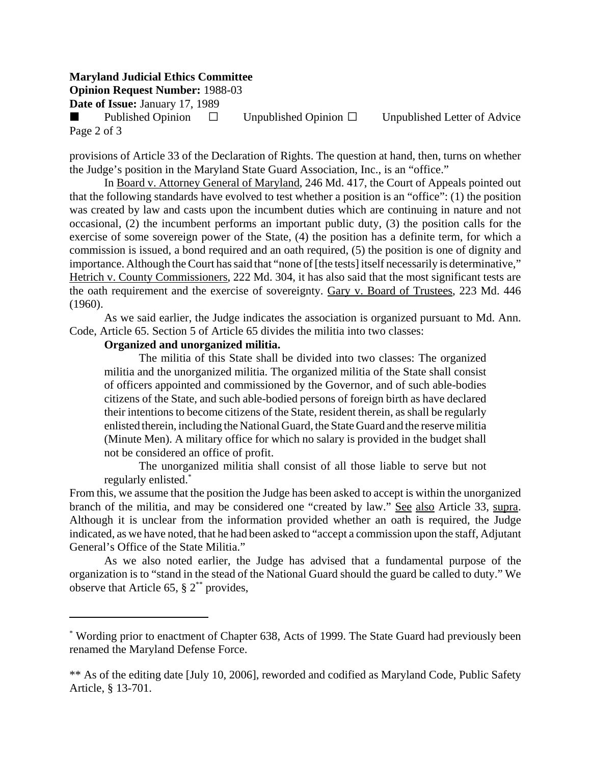provisions of Article 33 of the Declaration of Rights. The question at hand, then, turns on whether the Judge's position in the Maryland State Guard Association, Inc., is an "office."

In Board v. Attorney General of Maryland, 246 Md. 417, the Court of Appeals pointed out that the following standards have evolved to test whether a position is an "office": (1) the position was created by law and casts upon the incumbent duties which are continuing in nature and not occasional, (2) the incumbent performs an important public duty, (3) the position calls for the exercise of some sovereign power of the State, (4) the position has a definite term, for which a commission is issued, a bond required and an oath required, (5) the position is one of dignity and importance. Although the Court has said that "none of [the tests] itself necessarily is determinative," Hetrich v. County Commissioners, 222 Md. 304, it has also said that the most significant tests are the oath requirement and the exercise of sovereignty. Gary v. Board of Trustees, 223 Md. 446 (1960).

As we said earlier, the Judge indicates the association is organized pursuant to Md. Ann. Code, Article 65. Section 5 of Article 65 divides the militia into two classes:

> **Organized and unorganized militia.**
>
> The militia of this State shall be divided into two classes: The organized militia and the unorganized militia. The organized militia of the State shall consist of officers appointed and commissioned by the Governor, and of such able-bodies citizens of the State, and such able-bodied persons of foreign birth as have declared their intentions to become citizens of the State, resident therein, as shall be regularly enlisted therein, including the National Guard, the State Guard and the reserve militia (Minute Men). A military office for which no salary is provided in the budget shall not be considered an office of profit.
>
> The unorganized militia shall consist of all those liable to serve but not regularly enlisted.*

From this, we assume that the position the Judge has been asked to accept is within the unorganized branch of the militia, and may be considered one "created by law." See also Article 33, supra. Although it is unclear from the information provided whether an oath is required, the Judge indicated, as we have noted, that he had been asked to "accept a commission upon the staff, Adjutant General's Office of the State Militia."

As we also noted earlier, the Judge has advised that a fundamental purpose of the organization is to "stand in the stead of the National Guard should the guard be called to duty." We observe that Article 65, § 2** provides,

---

* Wording prior to enactment of Chapter 638, Acts of 1999. The State Guard had previously been renamed the Maryland Defense Force.

** As of the editing date [July 10, 2006], reworded and codified as Maryland Code, Public Safety Article, § 13-701.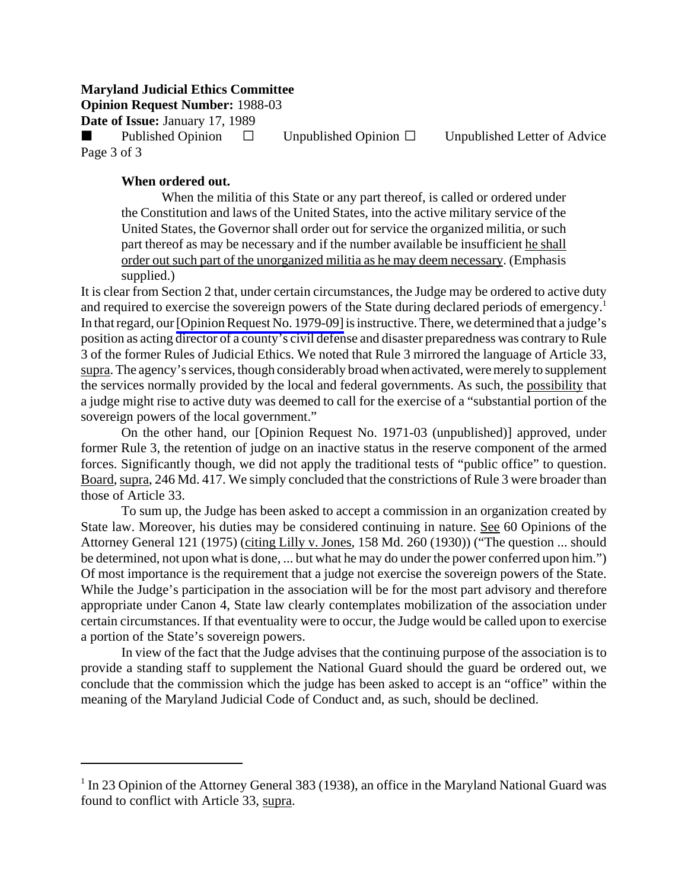**When ordered out.**

When the militia of this State or any part thereof, is called or ordered under the Constitution and laws of the United States, into the active military service of the United States, the Governor shall order out for service the organized militia, or such part thereof as may be necessary and if the number available be insufficient he shall order out such part of the unorganized militia as he may deem necessary. (Emphasis supplied.)

It is clear from Section 2 that, under certain circumstances, the Judge may be ordered to active duty and required to exercise the sovereign powers of the State during declared periods of emergency.[1] In that regard, our [Opinion Request No. 1979-09] is instructive. There, we determined that a judge's position as acting director of a county's civil defense and disaster preparedness was contrary to Rule 3 of the former Rules of Judicial Ethics. We noted that Rule 3 mirrored the language of Article 33, supra. The agency's services, though considerably broad when activated, were merely to supplement the services normally provided by the local and federal governments. As such, the possibility that a judge might rise to active duty was deemed to call for the exercise of a "substantial portion of the sovereign powers of the local government."

On the other hand, our [Opinion Request No. 1971-03 (unpublished)] approved, under former Rule 3, the retention of judge on an inactive status in the reserve component of the armed forces. Significantly though, we did not apply the traditional tests of "public office" to question. Board, supra, 246 Md. 417. We simply concluded that the constrictions of Rule 3 were broader than those of Article 33.

To sum up, the Judge has been asked to accept a commission in an organization created by State law. Moreover, his duties may be considered continuing in nature. See 60 Opinions of the Attorney General 121 (1975) (citing Lilly v. Jones, 158 Md. 260 (1930)) ("The question ... should be determined, not upon what is done, ... but what he may do under the power conferred upon him.") Of most importance is the requirement that a judge not exercise the sovereign powers of the State. While the Judge's participation in the association will be for the most part advisory and therefore appropriate under Canon 4, State law clearly contemplates mobilization of the association under certain circumstances. If that eventuality were to occur, the Judge would be called upon to exercise a portion of the State's sovereign powers.

In view of the fact that the Judge advises that the continuing purpose of the association is to provide a standing staff to supplement the National Guard should the guard be ordered out, we conclude that the commission which the judge has been asked to accept is an "office" within the meaning of the Maryland Judicial Code of Conduct and, as such, should be declined.

---

[1] In 23 Opinion of the Attorney General 383 (1938), an office in the Maryland National Guard was found to conflict with Article 33, supra.